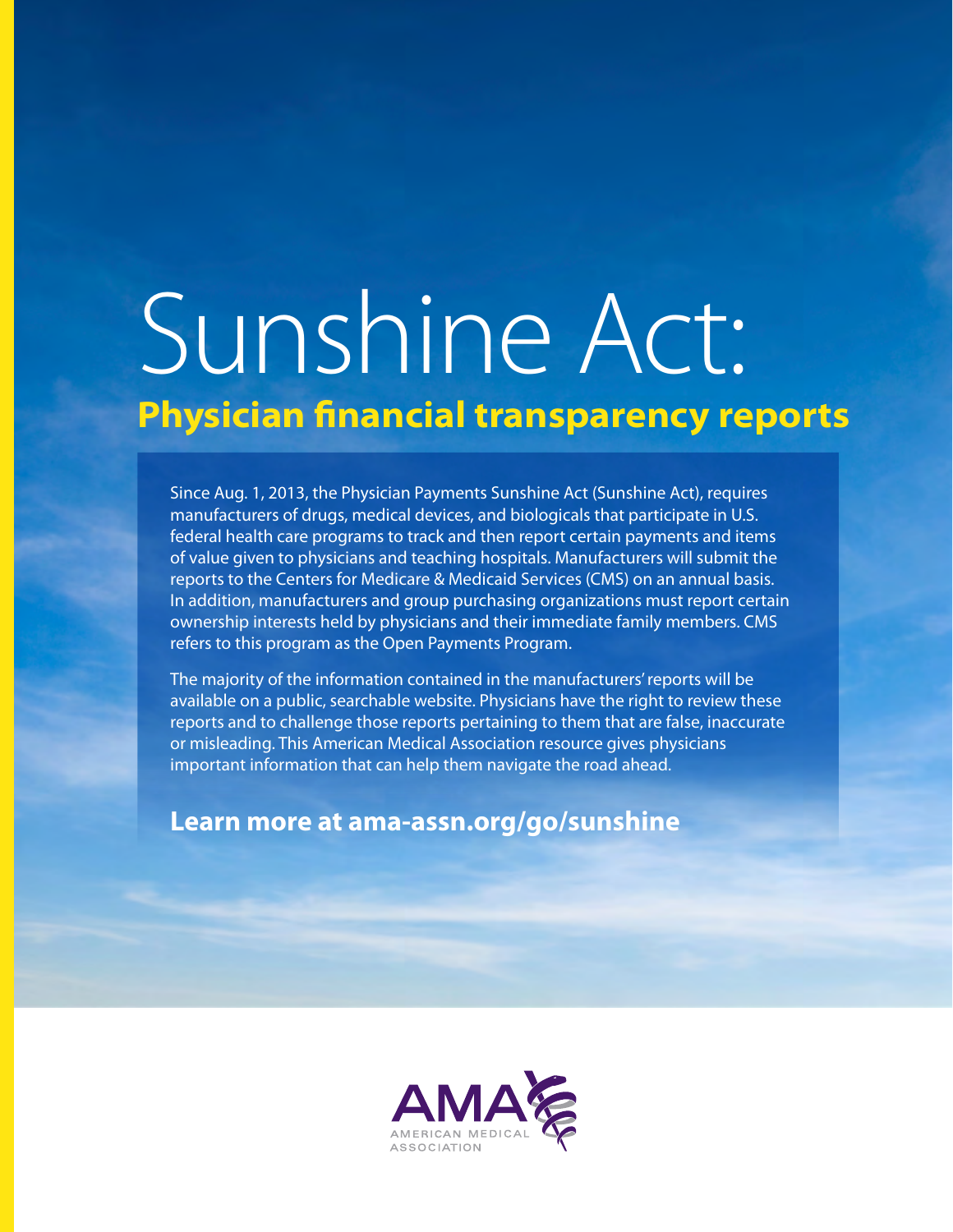# Sunshine Act:

## Physician financial transparency reports

Since Aug. 1, 2013, the Physician Payments Sunshine Act (Sunshine Act), requires manufacturers of drugs, medical devices, and biologicals that participate in U.S. federal health care programs to track and then report certain payments and items of value given to physicians and teaching hospitals. Manufacturers will submit the reports to the Centers for Medicare & Medicaid Services (CMS) on an annual basis. In addition, manufacturers and group purchasing organizations must report certain ownership interests held by physicians and their immediate family members. CMS refers to this program as the Open Payments Program.

The majority of the information contained in the manufacturers' reports will be available on a public, searchable website. Physicians have the right to review these reports and to challenge those reports pertaining to them that are false, inaccurate or misleading. This American Medical Association resource gives physicians important information that can help them navigate the road ahead.

**Learn more at ama-assn.org/go/sunshine**

AMA
AMERICAN MEDICAL ASSOCIATION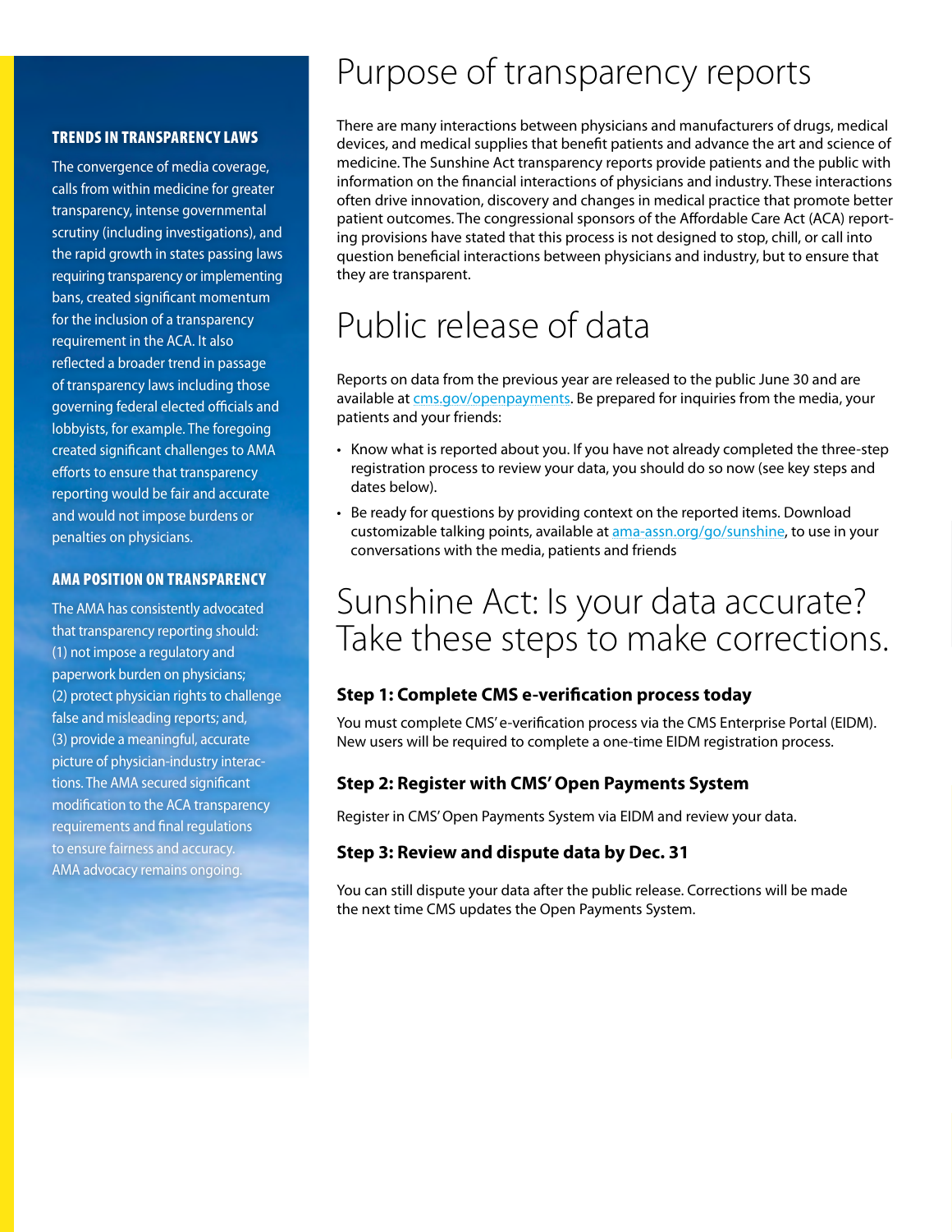## TRENDS IN TRANSPARENCY LAWS

The convergence of media coverage, calls from within medicine for greater transparency, intense governmental scrutiny (including investigations), and the rapid growth in states passing laws requiring transparency or implementing bans, created significant momentum for the inclusion of a transparency requirement in the ACA. It also reflected a broader trend in passage of transparency laws including those governing federal elected officials and lobbyists, for example. The foregoing created significant challenges to AMA efforts to ensure that transparency reporting would be fair and accurate and would not impose burdens or penalties on physicians.

## AMA POSITION ON TRANSPARENCY

The AMA has consistently advocated that transparency reporting should: (1) not impose a regulatory and paperwork burden on physicians; (2) protect physician rights to challenge false and misleading reports; and, (3) provide a meaningful, accurate picture of physician-industry interactions. The AMA secured significant modification to the ACA transparency requirements and final regulations to ensure fairness and accuracy. AMA advocacy remains ongoing.

# Purpose of transparency reports

There are many interactions between physicians and manufacturers of drugs, medical devices, and medical supplies that benefit patients and advance the art and science of medicine. The Sunshine Act transparency reports provide patients and the public with information on the financial interactions of physicians and industry. These interactions often drive innovation, discovery and changes in medical practice that promote better patient outcomes. The congressional sponsors of the Affordable Care Act (ACA) reporting provisions have stated that this process is not designed to stop, chill, or call into question beneficial interactions between physicians and industry, but to ensure that they are transparent.

# Public release of data

Reports on data from the previous year are released to the public June 30 and are available at cms.gov/openpayments. Be prepared for inquiries from the media, your patients and your friends:

- Know what is reported about you. If you have not already completed the three-step registration process to review your data, you should do so now (see key steps and dates below).
- Be ready for questions by providing context on the reported items. Download customizable talking points, available at ama-assn.org/go/sunshine, to use in your conversations with the media, patients and friends

# Sunshine Act: Is your data accurate? Take these steps to make corrections.

### Step 1: Complete CMS e-verification process today

You must complete CMS' e-verification process via the CMS Enterprise Portal (EIDM). New users will be required to complete a one-time EIDM registration process.

### Step 2: Register with CMS' Open Payments System

Register in CMS' Open Payments System via EIDM and review your data.

### Step 3: Review and dispute data by Dec. 31

You can still dispute your data after the public release. Corrections will be made the next time CMS updates the Open Payments System.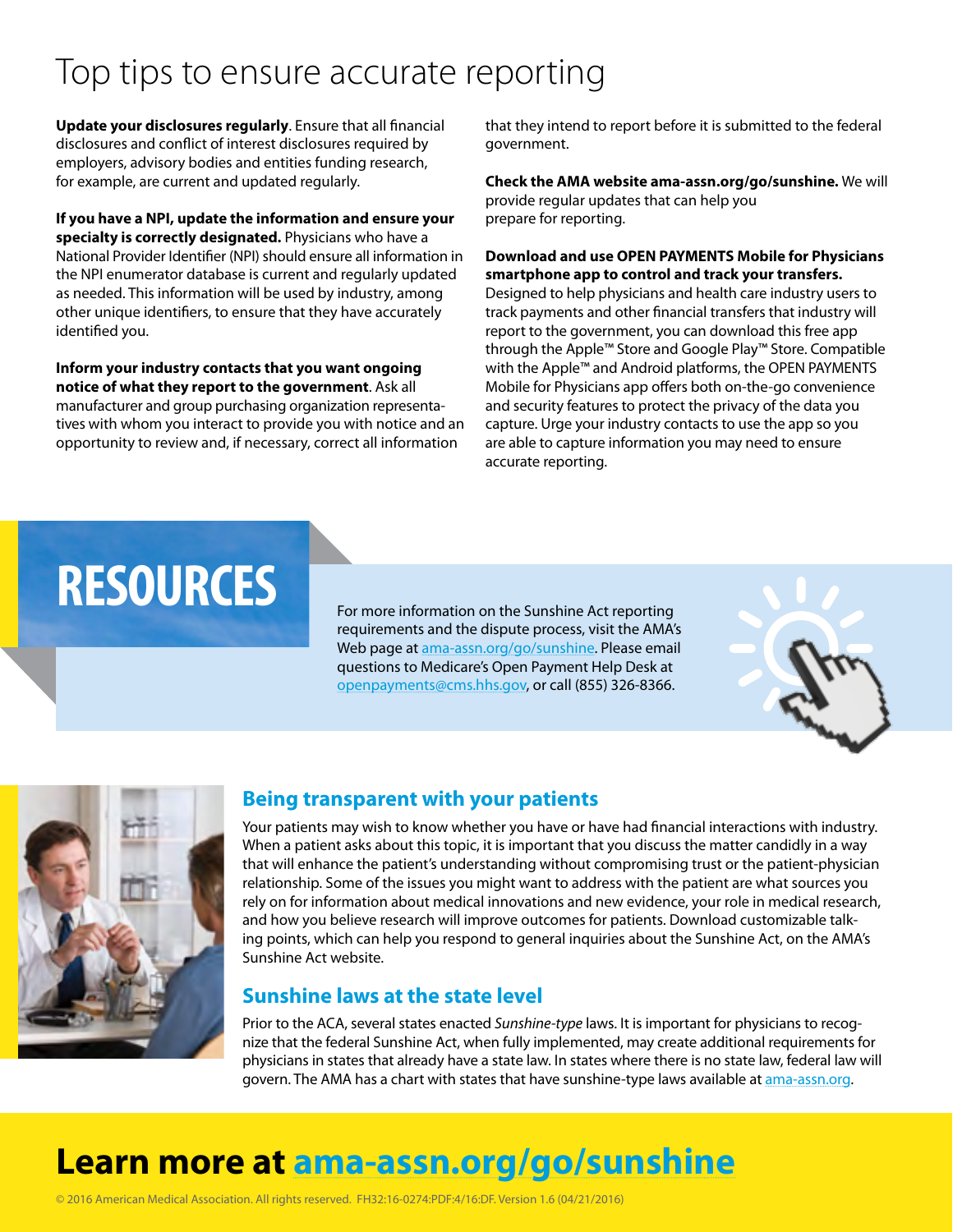# Top tips to ensure accurate reporting

**Update your disclosures regularly**. Ensure that all financial disclosures and conflict of interest disclosures required by employers, advisory bodies and entities funding research, for example, are current and updated regularly.

**If you have a NPI, update the information and ensure your specialty is correctly designated.** Physicians who have a National Provider Identifier (NPI) should ensure all information in the NPI enumerator database is current and regularly updated as needed. This information will be used by industry, among other unique identifiers, to ensure that they have accurately identified you.

**Inform your industry contacts that you want ongoing notice of what they report to the government**. Ask all manufacturer and group purchasing organization representatives with whom you interact to provide you with notice and an opportunity to review and, if necessary, correct all information that they intend to report before it is submitted to the federal government.

**Check the AMA website ama-assn.org/go/sunshine.** We will provide regular updates that can help you prepare for reporting.

**Download and use OPEN PAYMENTS Mobile for Physicians smartphone app to control and track your transfers.** Designed to help physicians and health care industry users to track payments and other financial transfers that industry will report to the government, you can download this free app through the Apple™ Store and Google Play™ Store. Compatible with the Apple™ and Android platforms, the OPEN PAYMENTS Mobile for Physicians app offers both on-the-go convenience and security features to protect the privacy of the data you capture. Urge your industry contacts to use the app so you are able to capture information you may need to ensure accurate reporting.

# RESOURCES

For more information on the Sunshine Act reporting requirements and the dispute process, visit the AMA's Web page at ama-assn.org/go/sunshine. Please email questions to Medicare's Open Payment Help Desk at openpayments@cms.hhs.gov, or call (855) 326-8366.

## Being transparent with your patients

Your patients may wish to know whether you have or have had financial interactions with industry. When a patient asks about this topic, it is important that you discuss the matter candidly in a way that will enhance the patient's understanding without compromising trust or the patient-physician relationship. Some of the issues you might want to address with the patient are what sources you rely on for information about medical innovations and new evidence, your role in medical research, and how you believe research will improve outcomes for patients. Download customizable talking points, which can help you respond to general inquiries about the Sunshine Act, on the AMA's Sunshine Act website.

## Sunshine laws at the state level

Prior to the ACA, several states enacted *Sunshine-type* laws. It is important for physicians to recognize that the federal Sunshine Act, when fully implemented, may create additional requirements for physicians in states that already have a state law. In states where there is no state law, federal law will govern. The AMA has a chart with states that have sunshine-type laws available at ama-assn.org.

# Learn more at ama-assn.org/go/sunshine

© 2016 American Medical Association. All rights reserved. FH32:16-0274:PDF:4/16:DF. Version 1.6 (04/21/2016)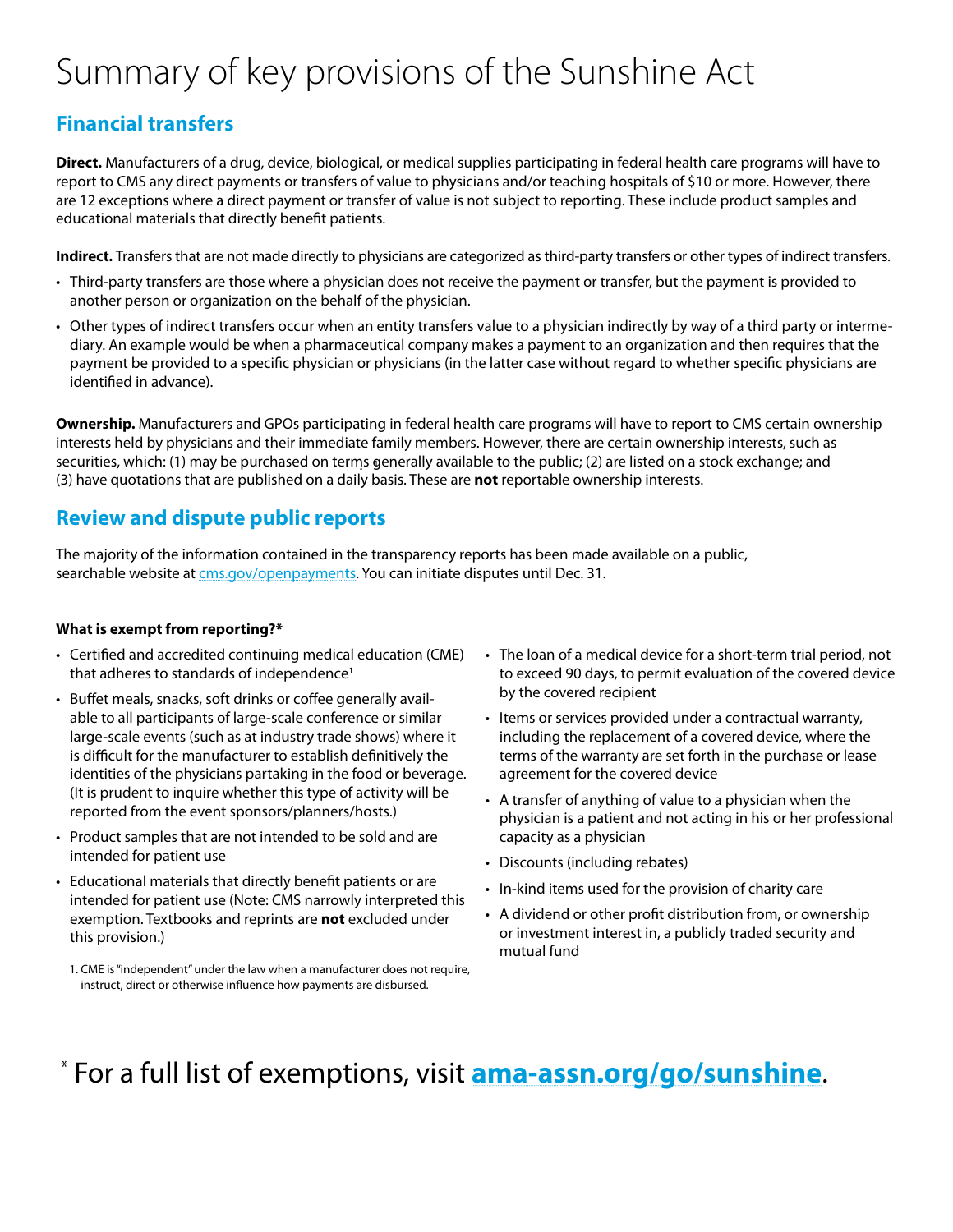# Summary of key provisions of the Sunshine Act

## Financial transfers

**Direct.** Manufacturers of a drug, device, biological, or medical supplies participating in federal health care programs will have to report to CMS any direct payments or transfers of value to physicians and/or teaching hospitals of $10 or more. However, there are 12 exceptions where a direct payment or transfer of value is not subject to reporting. These include product samples and educational materials that directly benefit patients.

**Indirect.** Transfers that are not made directly to physicians are categorized as third-party transfers or other types of indirect transfers.

- Third-party transfers are those where a physician does not receive the payment or transfer, but the payment is provided to another person or organization on the behalf of the physician.
- Other types of indirect transfers occur when an entity transfers value to a physician indirectly by way of a third party or intermediary. An example would be when a pharmaceutical company makes a payment to an organization and then requires that the payment be provided to a specific physician or physicians (in the latter case without regard to whether specific physicians are identified in advance).

**Ownership.** Manufacturers and GPOs participating in federal health care programs will have to report to CMS certain ownership interests held by physicians and their immediate family members. However, there are certain ownership interests, such as securities, which: (1) may be purchased on terms generally available to the public; (2) are listed on a stock exchange; and (3) have quotations that are published on a daily basis. These are **not** reportable ownership interests.

## Review and dispute public reports

The majority of the information contained in the transparency reports has been made available on a public, searchable website at cms.gov/openpayments. You can initiate disputes until Dec. 31.

**What is exempt from reporting?***

- Certified and accredited continuing medical education (CME) that adheres to standards of independence[1]
- Buffet meals, snacks, soft drinks or coffee generally available to all participants of large-scale conference or similar large-scale events (such as at industry trade shows) where it is difficult for the manufacturer to establish definitively the identities of the physicians partaking in the food or beverage. (It is prudent to inquire whether this type of activity will be reported from the event sponsors/planners/hosts.)
- Product samples that are not intended to be sold and are intended for patient use
- Educational materials that directly benefit patients or are intended for patient use (Note: CMS narrowly interpreted this exemption. Textbooks and reprints are **not** excluded under this provision.)
- The loan of a medical device for a short-term trial period, not to exceed 90 days, to permit evaluation of the covered device by the covered recipient
- Items or services provided under a contractual warranty, including the replacement of a covered device, where the terms of the warranty are set forth in the purchase or lease agreement for the covered device
- A transfer of anything of value to a physician when the physician is a patient and not acting in his or her professional capacity as a physician
- Discounts (including rebates)
- In-kind items used for the provision of charity care
- A dividend or other profit distribution from, or ownership or investment interest in, a publicly traded security and mutual fund

1. CME is "independent" under the law when a manufacturer does not require, instruct, direct or otherwise influence how payments are disbursed.

\* For a full list of exemptions, visit **ama-assn.org/go/sunshine**.